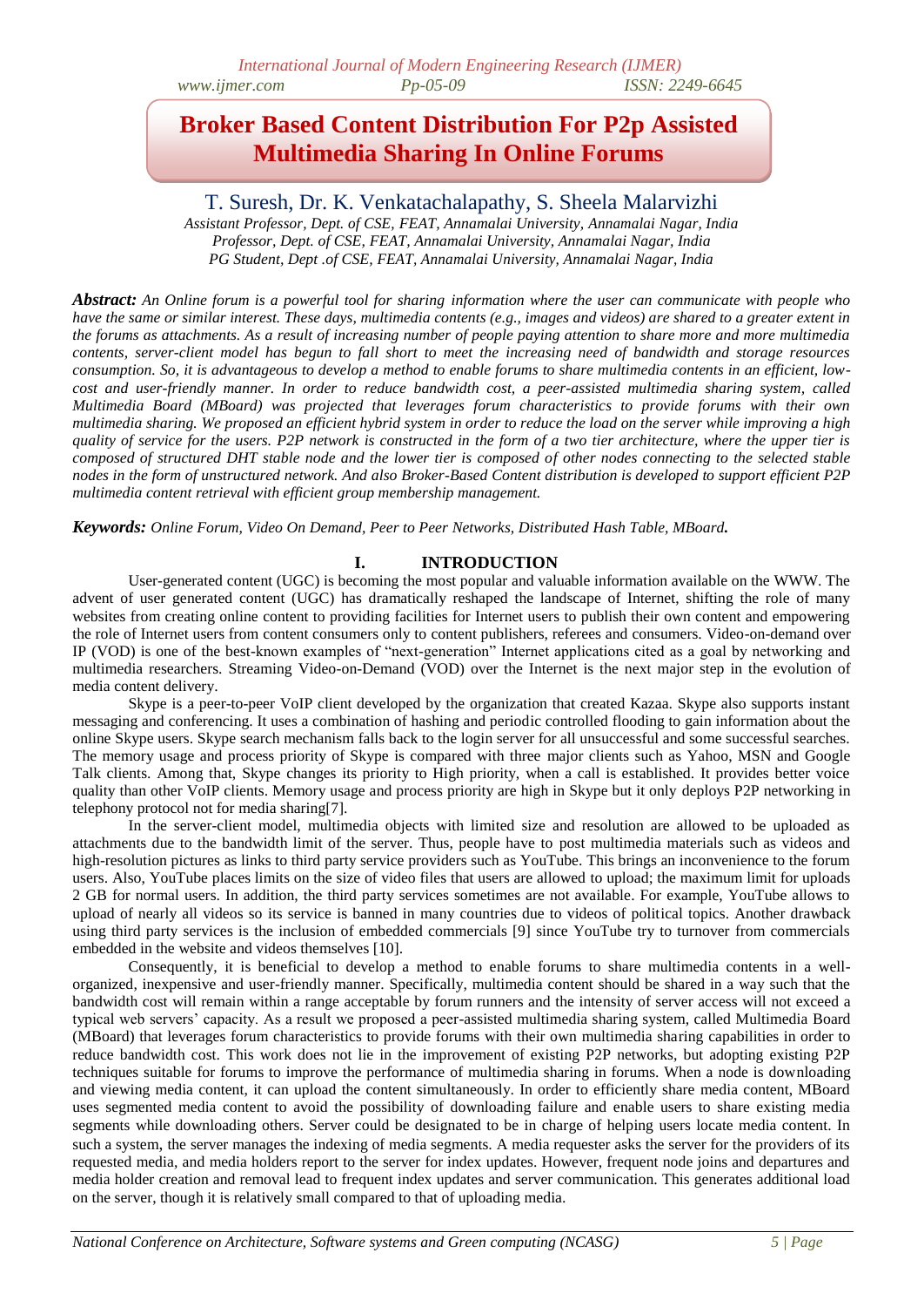# Broker Based Content Distribution For P2p Assisted Multimedia Sharing In Online Forums

T. Suresh, Dr. K. Venkatachalapathy, S. Sheela Malarvizhi

*Assistant Professor, Dept. of CSE, FEAT, Annamalai University, Annamalai Nagar, India*
*Professor, Dept. of CSE, FEAT, Annamalai University, Annamalai Nagar, India*
*PG Student, Dept .of CSE, FEAT, Annamalai University, Annamalai Nagar, India*

***Abstract:*** *An Online forum is a powerful tool for sharing information where the user can communicate with people who have the same or similar interest. These days, multimedia contents (e.g., images and videos) are shared to a greater extent in the forums as attachments. As a result of increasing number of people paying attention to share more and more multimedia contents, server-client model has begun to fall short to meet the increasing need of bandwidth and storage resources consumption. So, it is advantageous to develop a method to enable forums to share multimedia contents in an efficient, low-cost and user-friendly manner. In order to reduce bandwidth cost, a peer-assisted multimedia sharing system, called Multimedia Board (MBoard) was projected that leverages forum characteristics to provide forums with their own multimedia sharing. We proposed an efficient hybrid system in order to reduce the load on the server while improving a high quality of service for the users. P2P network is constructed in the form of a two tier architecture, where the upper tier is composed of structured DHT stable node and the lower tier is composed of other nodes connecting to the selected stable nodes in the form of unstructured network. And also Broker-Based Content distribution is developed to support efficient P2P multimedia content retrieval with efficient group membership management.*

***Keywords:*** *Online Forum, Video On Demand, Peer to Peer Networks, Distributed Hash Table, MBoard.*

## I. INTRODUCTION

User-generated content (UGC) is becoming the most popular and valuable information available on the WWW. The advent of user generated content (UGC) has dramatically reshaped the landscape of Internet, shifting the role of many websites from creating online content to providing facilities for Internet users to publish their own content and empowering the role of Internet users from content consumers only to content publishers, referees and consumers. Video-on-demand over IP (VOD) is one of the best-known examples of "next-generation" Internet applications cited as a goal by networking and multimedia researchers. Streaming Video-on-Demand (VOD) over the Internet is the next major step in the evolution of media content delivery.

Skype is a peer-to-peer VoIP client developed by the organization that created Kazaa. Skype also supports instant messaging and conferencing. It uses a combination of hashing and periodic controlled flooding to gain information about the online Skype users. Skype search mechanism falls back to the login server for all unsuccessful and some successful searches. The memory usage and process priority of Skype is compared with three major clients such as Yahoo, MSN and Google Talk clients. Among that, Skype changes its priority to High priority, when a call is established. It provides better voice quality than other VoIP clients. Memory usage and process priority are high in Skype but it only deploys P2P networking in telephony protocol not for media sharing[7].

In the server-client model, multimedia objects with limited size and resolution are allowed to be uploaded as attachments due to the bandwidth limit of the server. Thus, people have to post multimedia materials such as videos and high-resolution pictures as links to third party service providers such as YouTube. This brings an inconvenience to the forum users. Also, YouTube places limits on the size of video files that users are allowed to upload; the maximum limit for uploads 2 GB for normal users. In addition, the third party services sometimes are not available. For example, YouTube allows to upload of nearly all videos so its service is banned in many countries due to videos of political topics. Another drawback using third party services is the inclusion of embedded commercials [9] since YouTube try to turnover from commercials embedded in the website and videos themselves [10].

Consequently, it is beneficial to develop a method to enable forums to share multimedia contents in a well-organized, inexpensive and user-friendly manner. Specifically, multimedia content should be shared in a way such that the bandwidth cost will remain within a range acceptable by forum runners and the intensity of server access will not exceed a typical web servers' capacity. As a result we proposed a peer-assisted multimedia sharing system, called Multimedia Board (MBoard) that leverages forum characteristics to provide forums with their own multimedia sharing capabilities in order to reduce bandwidth cost. This work does not lie in the improvement of existing P2P networks, but adopting existing P2P techniques suitable for forums to improve the performance of multimedia sharing in forums. When a node is downloading and viewing media content, it can upload the content simultaneously. In order to efficiently share media content, MBoard uses segmented media content to avoid the possibility of downloading failure and enable users to share existing media segments while downloading others. Server could be designated to be in charge of helping users locate media content. In such a system, the server manages the indexing of media segments. A media requester asks the server for the providers of its requested media, and media holders report to the server for index updates. However, frequent node joins and departures and media holder creation and removal lead to frequent index updates and server communication. This generates additional load on the server, though it is relatively small compared to that of uploading media.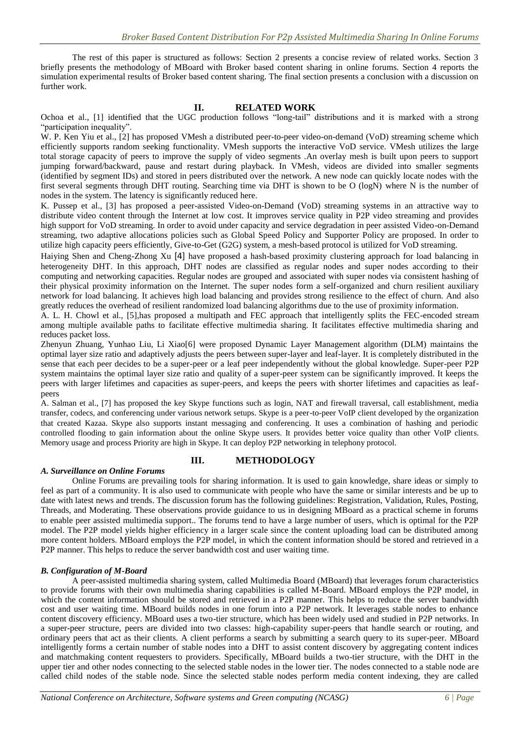The rest of this paper is structured as follows: Section 2 presents a concise review of related works. Section 3 briefly presents the methodology of MBoard with Broker based content sharing in online forums. Section 4 reports the simulation experimental results of Broker based content sharing. The final section presents a conclusion with a discussion on further work.

## II. RELATED WORK

Ochoa et al., [1] identified that the UGC production follows "long-tail" distributions and it is marked with a strong "participation inequality".

W. P. Ken Yiu et al., [2] has proposed VMesh a distributed peer-to-peer video-on-demand (VoD) streaming scheme which efficiently supports random seeking functionality. VMesh supports the interactive VoD service. VMesh utilizes the large total storage capacity of peers to improve the supply of video segments .An overlay mesh is built upon peers to support jumping forward/backward, pause and restart during playback. In VMesh, videos are divided into smaller segments (identified by segment IDs) and stored in peers distributed over the network. A new node can quickly locate nodes with the first several segments through DHT routing. Searching time via DHT is shown to be O (logN) where N is the number of nodes in the system. The latency is significantly reduced here.

K. Pussep et al., [3] has proposed a peer-assisted Video-on-Demand (VoD) streaming systems in an attractive way to distribute video content through the Internet at low cost. It improves service quality in P2P video streaming and provides high support for VoD streaming. In order to avoid under capacity and service degradation in peer assisted Video-on-Demand streaming, two adaptive allocations policies such as Global Speed Policy and Supporter Policy are proposed. In order to utilize high capacity peers efficiently, Give-to-Get (G2G) system, a mesh-based protocol is utilized for VoD streaming.

Haiying Shen and Cheng-Zhong Xu [4] have proposed a hash-based proximity clustering approach for load balancing in heterogeneity DHT. In this approach, DHT nodes are classified as regular nodes and super nodes according to their computing and networking capacities. Regular nodes are grouped and associated with super nodes via consistent hashing of their physical proximity information on the Internet. The super nodes form a self-organized and churn resilient auxiliary network for load balancing. It achieves high load balancing and provides strong resilience to the effect of churn. And also greatly reduces the overhead of resilient randomized load balancing algorithms due to the use of proximity information.

A. L. H. Chowl et al., [5],has proposed a multipath and FEC approach that intelligently splits the FEC-encoded stream among multiple available paths to facilitate effective multimedia sharing. It facilitates effective multimedia sharing and reduces packet loss.

Zhenyun Zhuang, Yunhao Liu, Li Xiao[6] were proposed Dynamic Layer Management algorithm (DLM) maintains the optimal layer size ratio and adaptively adjusts the peers between super-layer and leaf-layer. It is completely distributed in the sense that each peer decides to be a super-peer or a leaf peer independently without the global knowledge. Super-peer P2P system maintains the optimal layer size ratio and quality of a super-peer system can be significantly improved. It keeps the peers with larger lifetimes and capacities as super-peers, and keeps the peers with shorter lifetimes and capacities as leaf-peers

A. Salman et al., [7] has proposed the key Skype functions such as login, NAT and firewall traversal, call establishment, media transfer, codecs, and conferencing under various network setups. Skype is a peer-to-peer VoIP client developed by the organization that created Kazaa. Skype also supports instant messaging and conferencing. It uses a combination of hashing and periodic controlled flooding to gain information about the online Skype users. It provides better voice quality than other VoIP clients. Memory usage and process Priority are high in Skype. It can deploy P2P networking in telephony protocol.

## III. METHODOLOGY

### *A. Surveillance on Online Forums*

Online Forums are prevailing tools for sharing information. It is used to gain knowledge, share ideas or simply to feel as part of a community. It is also used to communicate with people who have the same or similar interests and be up to date with latest news and trends. The discussion forum has the following guidelines: Registration, Validation, Rules, Posting, Threads, and Moderating. These observations provide guidance to us in designing MBoard as a practical scheme in forums to enable peer assisted multimedia support.. The forums tend to have a large number of users, which is optimal for the P2P model. The P2P model yields higher efficiency in a larger scale since the content uploading load can be distributed among more content holders. MBoard employs the P2P model, in which the content information should be stored and retrieved in a P2P manner. This helps to reduce the server bandwidth cost and user waiting time.

### *B. Configuration of M-Board*

A peer-assisted multimedia sharing system, called Multimedia Board (MBoard) that leverages forum characteristics to provide forums with their own multimedia sharing capabilities is called M-Board. MBoard employs the P2P model, in which the content information should be stored and retrieved in a P2P manner. This helps to reduce the server bandwidth cost and user waiting time. MBoard builds nodes in one forum into a P2P network. It leverages stable nodes to enhance content discovery efficiency. MBoard uses a two-tier structure, which has been widely used and studied in P2P networks. In a super-peer structure, peers are divided into two classes: high-capability super-peers that handle search or routing, and ordinary peers that act as their clients. A client performs a search by submitting a search query to its super-peer. MBoard intelligently forms a certain number of stable nodes into a DHT to assist content discovery by aggregating content indices and matchmaking content requesters to providers. Specifically, MBoard builds a two-tier structure, with the DHT in the upper tier and other nodes connecting to the selected stable nodes in the lower tier. The nodes connected to a stable node are called child nodes of the stable node. Since the selected stable nodes perform media content indexing, they are called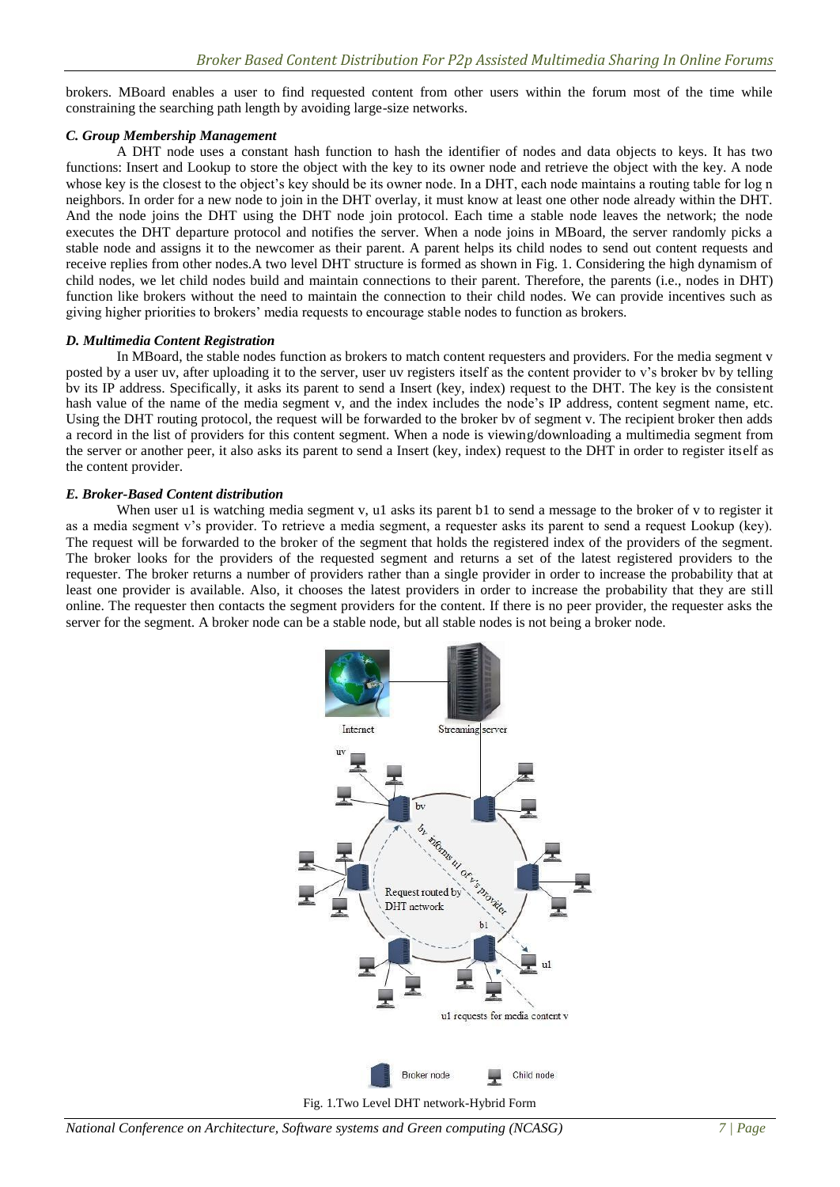brokers. MBoard enables a user to find requested content from other users within the forum most of the time while constraining the searching path length by avoiding large-size networks.

### *C. Group Membership Management*

A DHT node uses a constant hash function to hash the identifier of nodes and data objects to keys. It has two functions: Insert and Lookup to store the object with the key to its owner node and retrieve the object with the key. A node whose key is the closest to the object's key should be its owner node. In a DHT, each node maintains a routing table for log n neighbors. In order for a new node to join in the DHT overlay, it must know at least one other node already within the DHT. And the node joins the DHT using the DHT node join protocol. Each time a stable node leaves the network; the node executes the DHT departure protocol and notifies the server. When a node joins in MBoard, the server randomly picks a stable node and assigns it to the newcomer as their parent. A parent helps its child nodes to send out content requests and receive replies from other nodes.A two level DHT structure is formed as shown in Fig. 1. Considering the high dynamism of child nodes, we let child nodes build and maintain connections to their parent. Therefore, the parents (i.e., nodes in DHT) function like brokers without the need to maintain the connection to their child nodes. We can provide incentives such as giving higher priorities to brokers' media requests to encourage stable nodes to function as brokers.

### *D. Multimedia Content Registration*

In MBoard, the stable nodes function as brokers to match content requesters and providers. For the media segment v posted by a user uv, after uploading it to the server, user uv registers itself as the content provider to v's broker bv by telling bv its IP address. Specifically, it asks its parent to send a Insert (key, index) request to the DHT. The key is the consistent hash value of the name of the media segment v, and the index includes the node's IP address, content segment name, etc. Using the DHT routing protocol, the request will be forwarded to the broker bv of segment v. The recipient broker then adds a record in the list of providers for this content segment. When a node is viewing/downloading a multimedia segment from the server or another peer, it also asks its parent to send a Insert (key, index) request to the DHT in order to register itself as the content provider.

### *E. Broker-Based Content distribution*

When user u1 is watching media segment v, u1 asks its parent b1 to send a message to the broker of v to register it as a media segment v's provider. To retrieve a media segment, a requester asks its parent to send a request Lookup (key). The request will be forwarded to the broker of the segment that holds the registered index of the providers of the segment. The broker looks for the providers of the requested segment and returns a set of the latest registered providers to the requester. The broker returns a number of providers rather than a single provider in order to increase the probability that at least one provider is available. Also, it chooses the latest providers in order to increase the probability that they are still online. The requester then contacts the segment providers for the content. If there is no peer provider, the requester asks the server for the segment. A broker node can be a stable node, but all stable nodes is not being a broker node.

Fig. 1.Two Level DHT network-Hybrid Form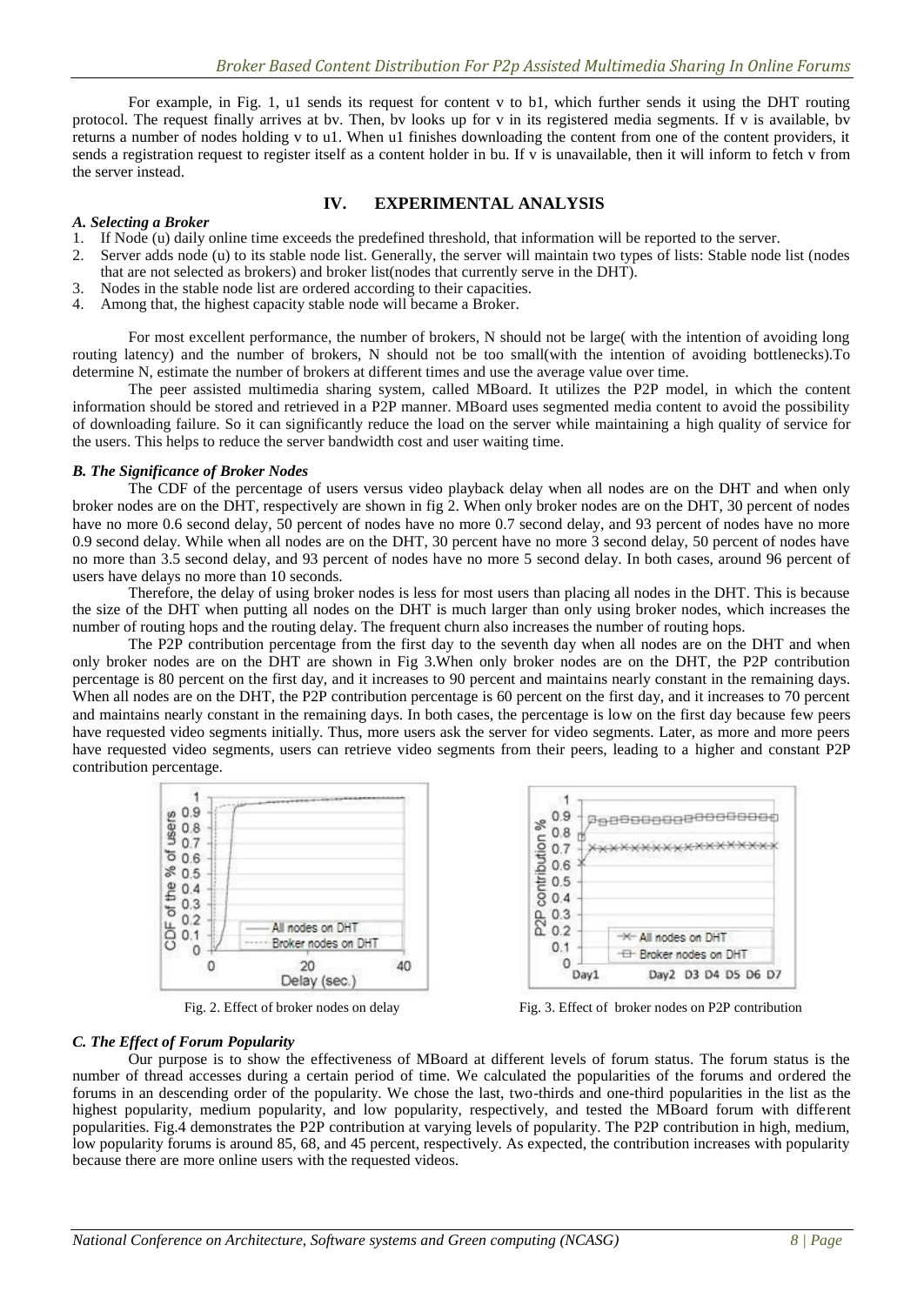For example, in Fig. 1, u1 sends its request for content v to b1, which further sends it using the DHT routing protocol. The request finally arrives at bv. Then, bv looks up for v in its registered media segments. If v is available, bv returns a number of nodes holding v to u1. When u1 finishes downloading the content from one of the content providers, it sends a registration request to register itself as a content holder in bu. If v is unavailable, then it will inform to fetch v from the server instead.

## IV. EXPERIMENTAL ANALYSIS

### *A. Selecting a Broker*

1. If Node (u) daily online time exceeds the predefined threshold, that information will be reported to the server.
2. Server adds node (u) to its stable node list. Generally, the server will maintain two types of lists: Stable node list (nodes that are not selected as brokers) and broker list(nodes that currently serve in the DHT).
3. Nodes in the stable node list are ordered according to their capacities.
4. Among that, the highest capacity stable node will became a Broker.

For most excellent performance, the number of brokers, N should not be large( with the intention of avoiding long routing latency) and the number of brokers, N should not be too small(with the intention of avoiding bottlenecks).To determine N, estimate the number of brokers at different times and use the average value over time.

The peer assisted multimedia sharing system, called MBoard. It utilizes the P2P model, in which the content information should be stored and retrieved in a P2P manner. MBoard uses segmented media content to avoid the possibility of downloading failure. So it can significantly reduce the load on the server while maintaining a high quality of service for the users. This helps to reduce the server bandwidth cost and user waiting time.

### *B. The Significance of Broker Nodes*

The CDF of the percentage of users versus video playback delay when all nodes are on the DHT and when only broker nodes are on the DHT, respectively are shown in fig 2. When only broker nodes are on the DHT, 30 percent of nodes have no more 0.6 second delay, 50 percent of nodes have no more 0.7 second delay, and 93 percent of nodes have no more 0.9 second delay. While when all nodes are on the DHT, 30 percent have no more 3 second delay, 50 percent of nodes have no more than 3.5 second delay, and 93 percent of nodes have no more 5 second delay. In both cases, around 96 percent of users have delays no more than 10 seconds.

Therefore, the delay of using broker nodes is less for most users than placing all nodes in the DHT. This is because the size of the DHT when putting all nodes on the DHT is much larger than only using broker nodes, which increases the number of routing hops and the routing delay. The frequent churn also increases the number of routing hops.

The P2P contribution percentage from the first day to the seventh day when all nodes are on the DHT and when only broker nodes are on the DHT are shown in Fig 3.When only broker nodes are on the DHT, the P2P contribution percentage is 80 percent on the first day, and it increases to 90 percent and maintains nearly constant in the remaining days. When all nodes are on the DHT, the P2P contribution percentage is 60 percent on the first day, and it increases to 70 percent and maintains nearly constant in the remaining days. In both cases, the percentage is low on the first day because few peers have requested video segments initially. Thus, more users ask the server for video segments. Later, as more and more peers have requested video segments, users can retrieve video segments from their peers, leading to a higher and constant P2P contribution percentage.

Fig. 2. Effect of broker nodes on delay

Fig. 3. Effect of broker nodes on P2P contribution

### *C. The Effect of Forum Popularity*

Our purpose is to show the effectiveness of MBoard at different levels of forum status. The forum status is the number of thread accesses during a certain period of time. We calculated the popularities of the forums and ordered the forums in an descending order of the popularity. We chose the last, two-thirds and one-third popularities in the list as the highest popularity, medium popularity, and low popularity, respectively, and tested the MBoard forum with different popularities. Fig.4 demonstrates the P2P contribution at varying levels of popularity. The P2P contribution in high, medium, low popularity forums is around 85, 68, and 45 percent, respectively. As expected, the contribution increases with popularity because there are more online users with the requested videos.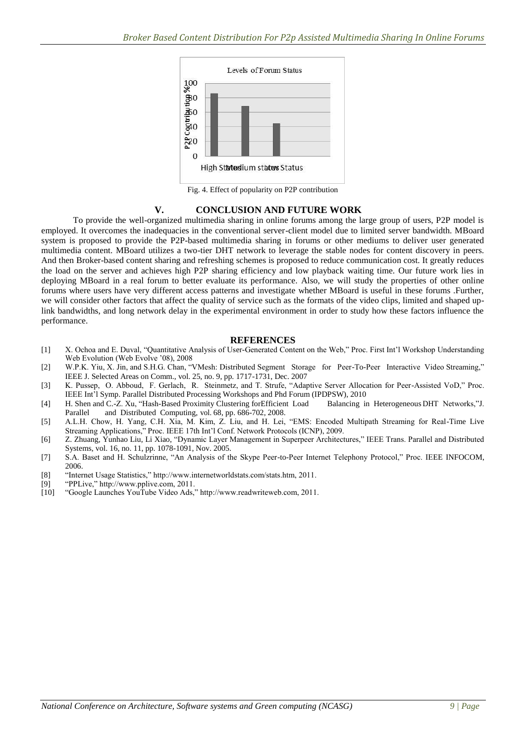Levels of Forum Status

P2P Contribution %

100
80
60
40
20
0

High Status Medium status Low Status

Fig. 4. Effect of popularity on P2P contribution

## V. CONCLUSION AND FUTURE WORK

To provide the well-organized multimedia sharing in online forums among the large group of users, P2P model is employed. It overcomes the inadequacies in the conventional server-client model due to limited server bandwidth. MBoard system is proposed to provide the P2P-based multimedia sharing in forums or other mediums to deliver user generated multimedia content. MBoard utilizes a two-tier DHT network to leverage the stable nodes for content discovery in peers. And then Broker-based content sharing and refreshing schemes is proposed to reduce communication cost. It greatly reduces the load on the server and achieves high P2P sharing efficiency and low playback waiting time. Our future work lies in deploying MBoard in a real forum to better evaluate its performance. Also, we will study the properties of other online forums where users have very different access patterns and investigate whether MBoard is useful in these forums .Further, we will consider other factors that affect the quality of service such as the formats of the video clips, limited and shaped up-link bandwidths, and long network delay in the experimental environment in order to study how these factors influence the performance.

## REFERENCES

[1] X. Ochoa and E. Duval, "Quantitative Analysis of User-Generated Content on the Web," Proc. First Int'l Workshop Understanding Web Evolution (Web Evolve '08), 2008

[2] W.P.K. Yiu, X. Jin, and S.H.G. Chan, "VMesh: Distributed Segment Storage for Peer-To-Peer Interactive Video Streaming," IEEE J. Selected Areas on Comm., vol. 25, no. 9, pp. 1717-1731, Dec. 2007

[3] K. Pussep, O. Abboud, F. Gerlach, R. Steinmetz, and T. Strufe, "Adaptive Server Allocation for Peer-Assisted VoD," Proc. IEEE Int'l Symp. Parallel Distributed Processing Workshops and Phd Forum (IPDPSW), 2010

[4] H. Shen and C.-Z. Xu, "Hash-Based Proximity Clustering forEfficient Load Balancing in Heterogeneous DHT Networks,"J. Parallel and Distributed Computing, vol. 68, pp. 686-702, 2008.

[5] A.L.H. Chow, H. Yang, C.H. Xia, M. Kim, Z. Liu, and H. Lei, "EMS: Encoded Multipath Streaming for Real-Time Live Streaming Applications," Proc. IEEE 17th Int'l Conf. Network Protocols (ICNP), 2009.

[6] Z. Zhuang, Yunhao Liu, Li Xiao, "Dynamic Layer Management in Superpeer Architectures," IEEE Trans. Parallel and Distributed Systems, vol. 16, no. 11, pp. 1078-1091, Nov. 2005.

[7] S.A. Baset and H. Schulzrinne, "An Analysis of the Skype Peer-to-Peer Internet Telephony Protocol," Proc. IEEE INFOCOM, 2006.

[8] "Internet Usage Statistics," http://www.internetworldstats.com/stats.htm, 2011.

[9] "PPLive," http://www.pplive.com, 2011.

[10] "Google Launches YouTube Video Ads," http://www.readwriteweb.com, 2011.